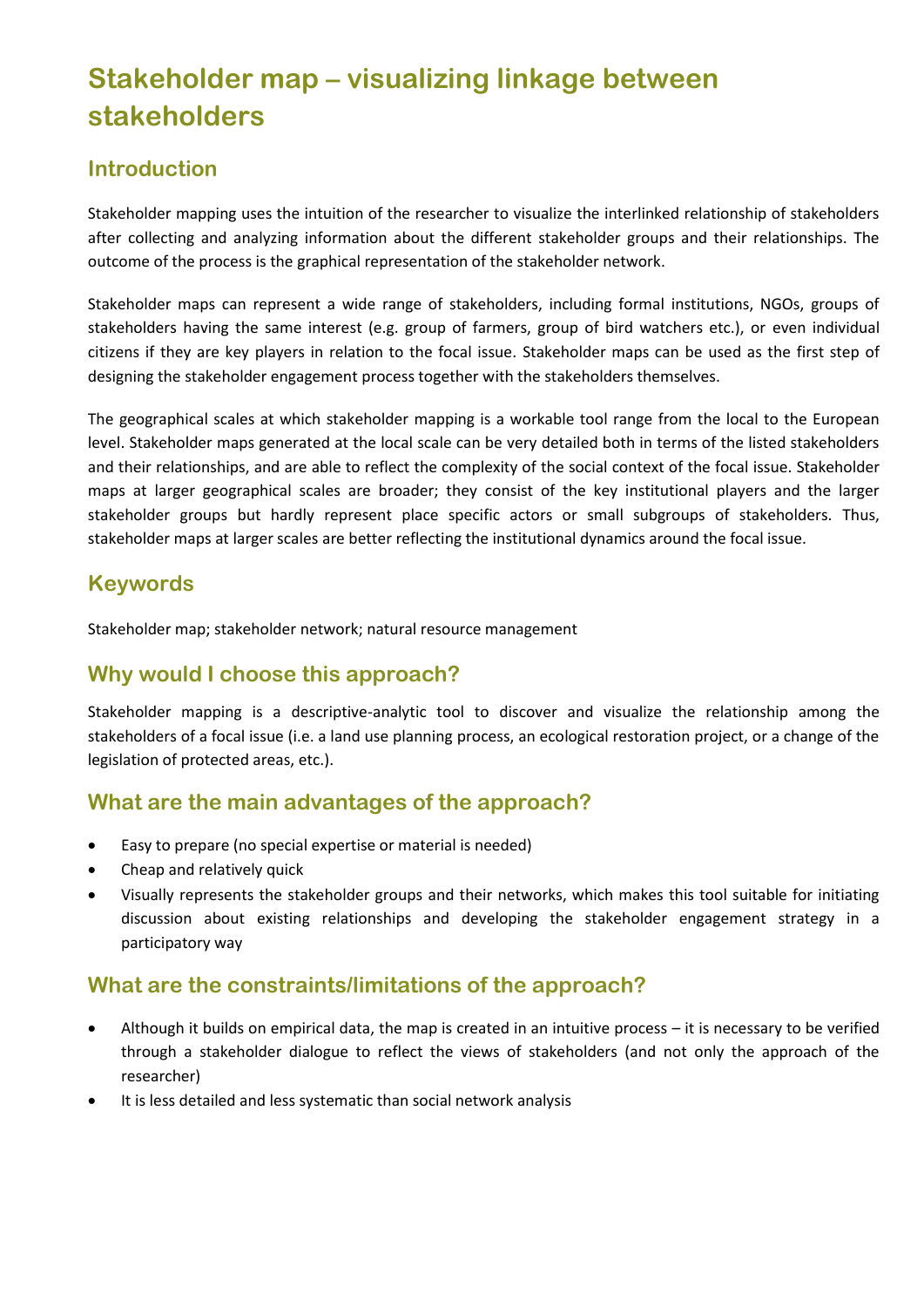# Stakeholder map – visualizing linkage between stakeholders

## Introduction

Stakeholder mapping uses the intuition of the researcher to visualize the interlinked relationship of stakeholders after collecting and analyzing information about the different stakeholder groups and their relationships. The outcome of the process is the graphical representation of the stakeholder network.

Stakeholder maps can represent a wide range of stakeholders, including formal institutions, NGOs, groups of stakeholders having the same interest (e.g. group of farmers, group of bird watchers etc.), or even individual citizens if they are key players in relation to the focal issue. Stakeholder maps can be used as the first step of designing the stakeholder engagement process together with the stakeholders themselves.

The geographical scales at which stakeholder mapping is a workable tool range from the local to the European level. Stakeholder maps generated at the local scale can be very detailed both in terms of the listed stakeholders and their relationships, and are able to reflect the complexity of the social context of the focal issue. Stakeholder maps at larger geographical scales are broader; they consist of the key institutional players and the larger stakeholder groups but hardly represent place specific actors or small subgroups of stakeholders. Thus, stakeholder maps at larger scales are better reflecting the institutional dynamics around the focal issue.

## Keywords

Stakeholder map; stakeholder network; natural resource management

## Why would I choose this approach?

Stakeholder mapping is a descriptive-analytic tool to discover and visualize the relationship among the stakeholders of a focal issue (i.e. a land use planning process, an ecological restoration project, or a change of the legislation of protected areas, etc.).

## What are the main advantages of the approach?

- Easy to prepare (no special expertise or material is needed)
- Cheap and relatively quick
- Visually represents the stakeholder groups and their networks, which makes this tool suitable for initiating discussion about existing relationships and developing the stakeholder engagement strategy in a participatory way

## What are the constraints/limitations of the approach?

- Although it builds on empirical data, the map is created in an intuitive process – it is necessary to be verified through a stakeholder dialogue to reflect the views of stakeholders (and not only the approach of the researcher)
- It is less detailed and less systematic than social network analysis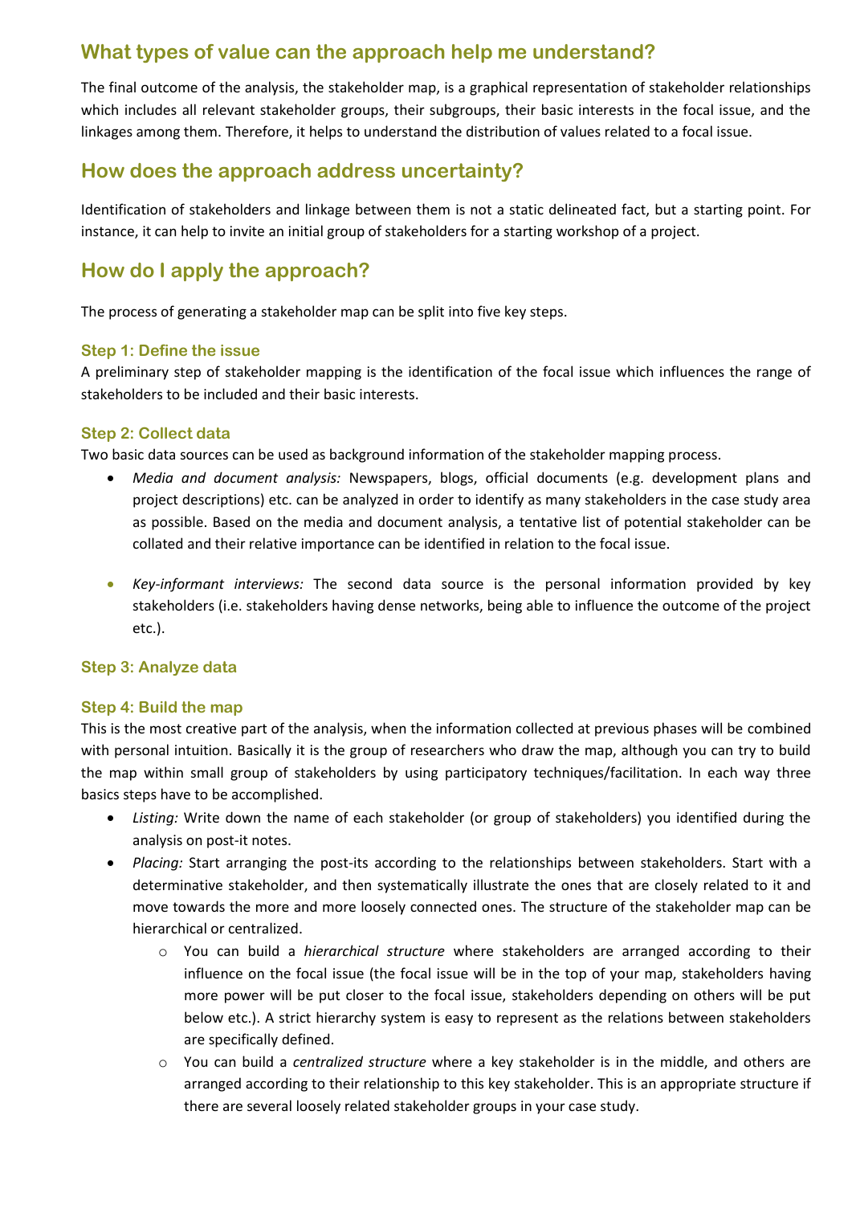## What types of value can the approach help me understand?

The final outcome of the analysis, the stakeholder map, is a graphical representation of stakeholder relationships which includes all relevant stakeholder groups, their subgroups, their basic interests in the focal issue, and the linkages among them. Therefore, it helps to understand the distribution of values related to a focal issue.

## How does the approach address uncertainty?

Identification of stakeholders and linkage between them is not a static delineated fact, but a starting point. For instance, it can help to invite an initial group of stakeholders for a starting workshop of a project.

## How do I apply the approach?

The process of generating a stakeholder map can be split into five key steps.

### Step 1: Define the issue

A preliminary step of stakeholder mapping is the identification of the focal issue which influences the range of stakeholders to be included and their basic interests.

### Step 2: Collect data

Two basic data sources can be used as background information of the stakeholder mapping process.

- *Media and document analysis:* Newspapers, blogs, official documents (e.g. development plans and project descriptions) etc. can be analyzed in order to identify as many stakeholders in the case study area as possible. Based on the media and document analysis, a tentative list of potential stakeholder can be collated and their relative importance can be identified in relation to the focal issue.
- *Key-informant interviews:* The second data source is the personal information provided by key stakeholders (i.e. stakeholders having dense networks, being able to influence the outcome of the project etc.).

### Step 3: Analyze data

### Step 4: Build the map

This is the most creative part of the analysis, when the information collected at previous phases will be combined with personal intuition. Basically it is the group of researchers who draw the map, although you can try to build the map within small group of stakeholders by using participatory techniques/facilitation. In each way three basics steps have to be accomplished.

- *Listing:* Write down the name of each stakeholder (or group of stakeholders) you identified during the analysis on post-it notes.
- *Placing:* Start arranging the post-its according to the relationships between stakeholders. Start with a determinative stakeholder, and then systematically illustrate the ones that are closely related to it and move towards the more and more loosely connected ones. The structure of the stakeholder map can be hierarchical or centralized.
    - You can build a *hierarchical structure* where stakeholders are arranged according to their influence on the focal issue (the focal issue will be in the top of your map, stakeholders having more power will be put closer to the focal issue, stakeholders depending on others will be put below etc.). A strict hierarchy system is easy to represent as the relations between stakeholders are specifically defined.
    - You can build a *centralized structure* where a key stakeholder is in the middle, and others are arranged according to their relationship to this key stakeholder. This is an appropriate structure if there are several loosely related stakeholder groups in your case study.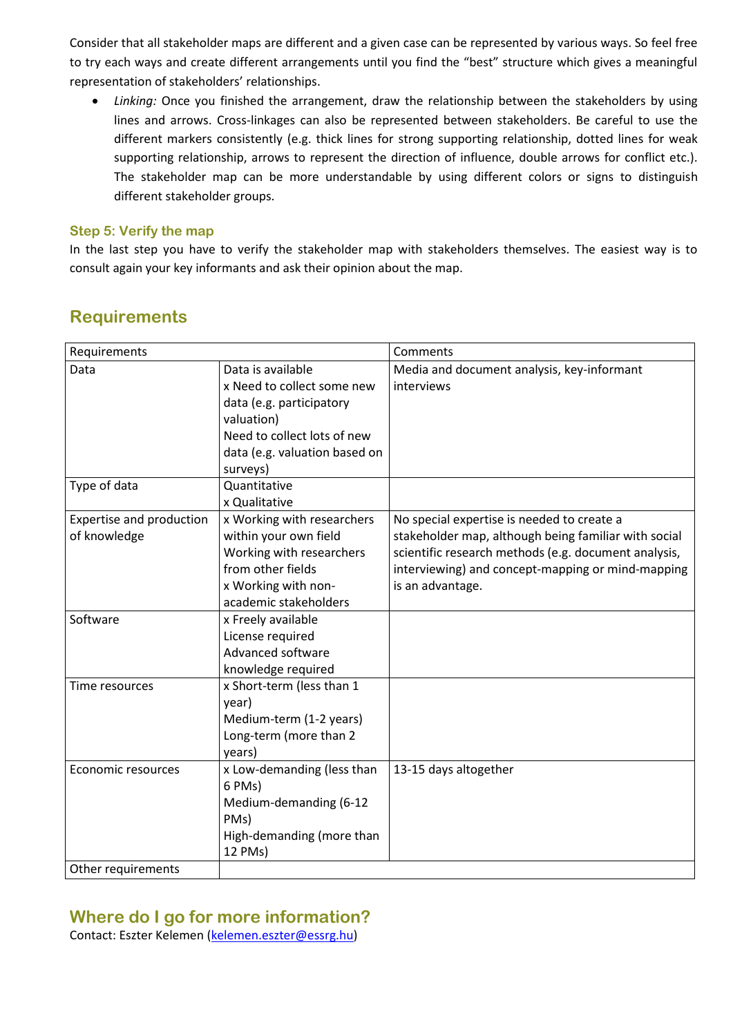Consider that all stakeholder maps are different and a given case can be represented by various ways. So feel free to try each ways and create different arrangements until you find the "best" structure which gives a meaningful representation of stakeholders' relationships.

- *Linking:* Once you finished the arrangement, draw the relationship between the stakeholders by using lines and arrows. Cross-linkages can also be represented between stakeholders. Be careful to use the different markers consistently (e.g. thick lines for strong supporting relationship, dotted lines for weak supporting relationship, arrows to represent the direction of influence, double arrows for conflict etc.). The stakeholder map can be more understandable by using different colors or signs to distinguish different stakeholder groups.

### Step 5: Verify the map

In the last step you have to verify the stakeholder map with stakeholders themselves. The easiest way is to consult again your key informants and ask their opinion about the map.

## Requirements

| Requirements | | Comments |
|---|---|---|
| Data | Data is available<br>x Need to collect some new data (e.g. participatory valuation)<br>Need to collect lots of new data (e.g. valuation based on surveys) | Media and document analysis, key-informant interviews |
| Type of data | Quantitative<br>x Qualitative | |
| Expertise and production of knowledge | x Working with researchers within your own field<br>Working with researchers from other fields<br>x Working with non-academic stakeholders | No special expertise is needed to create a stakeholder map, although being familiar with social scientific research methods (e.g. document analysis, interviewing) and concept-mapping or mind-mapping is an advantage. |
| Software | x Freely available<br>License required<br>Advanced software knowledge required | |
| Time resources | x Short-term (less than 1 year)<br>Medium-term (1-2 years)<br>Long-term (more than 2 years) | |
| Economic resources | x Low-demanding (less than 6 PMs)<br>Medium-demanding (6-12 PMs)<br>High-demanding (more than 12 PMs) | 13-15 days altogether |
| Other requirements | | |

## Where do I go for more information?

Contact: Eszter Kelemen (kelemen.eszter@essrg.hu)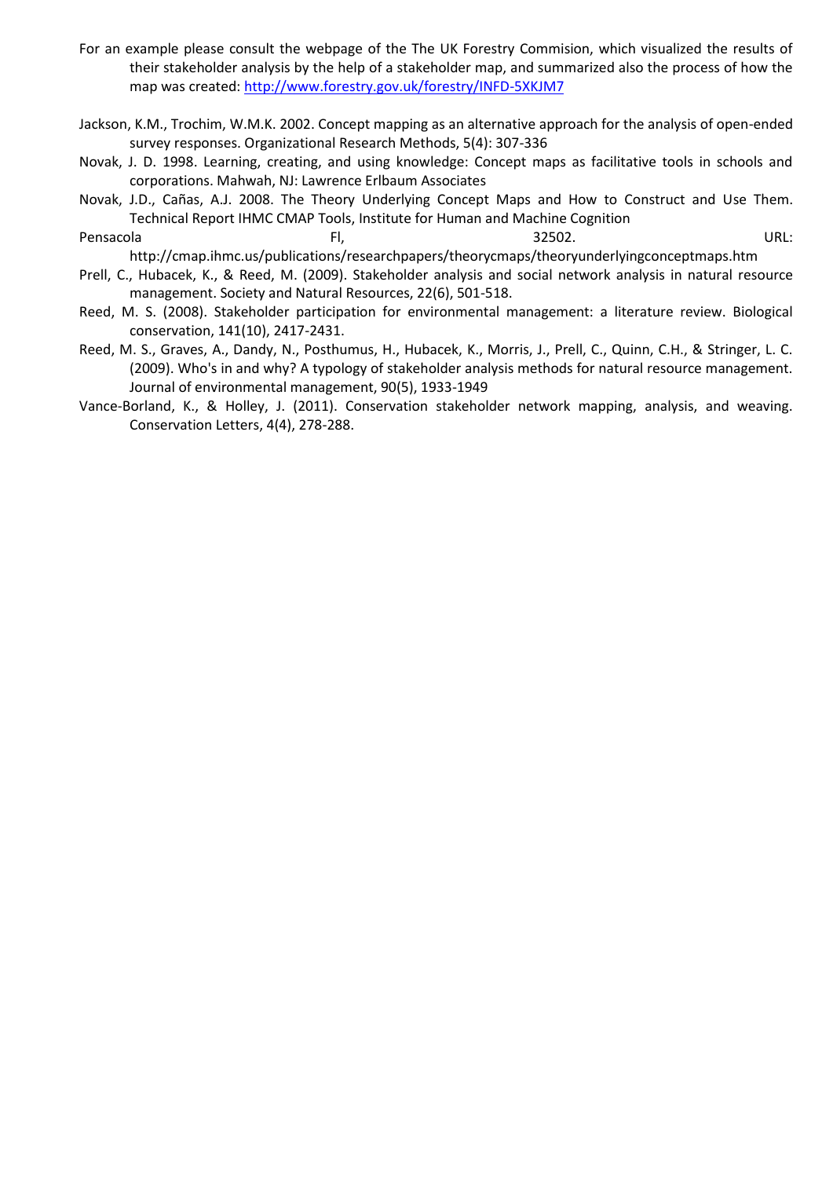For an example please consult the webpage of the The UK Forestry Commision, which visualized the results of their stakeholder analysis by the help of a stakeholder map, and summarized also the process of how the map was created: [http://www.forestry.gov.uk/forestry/INFD-5XKJM7](http://www.forestry.gov.uk/forestry/INFD-5XKJM7)

Jackson, K.M., Trochim, W.M.K. 2002. Concept mapping as an alternative approach for the analysis of open-ended survey responses. Organizational Research Methods, 5(4): 307-336

Novak, J. D. 1998. Learning, creating, and using knowledge: Concept maps as facilitative tools in schools and corporations. Mahwah, NJ: Lawrence Erlbaum Associates

Novak, J.D., Cañas, A.J. 2008. The Theory Underlying Concept Maps and How to Construct and Use Them. Technical Report IHMC CMAP Tools, Institute for Human and Machine Cognition Pensacola Fl, 32502. URL: http://cmap.ihmc.us/publications/researchpapers/theorycmaps/theoryunderlyingconceptmaps.htm

Prell, C., Hubacek, K., & Reed, M. (2009). Stakeholder analysis and social network analysis in natural resource management. Society and Natural Resources, 22(6), 501-518.

Reed, M. S. (2008). Stakeholder participation for environmental management: a literature review. Biological conservation, 141(10), 2417-2431.

Reed, M. S., Graves, A., Dandy, N., Posthumus, H., Hubacek, K., Morris, J., Prell, C., Quinn, C.H., & Stringer, L. C. (2009). Who's in and why? A typology of stakeholder analysis methods for natural resource management. Journal of environmental management, 90(5), 1933-1949

Vance-Borland, K., & Holley, J. (2011). Conservation stakeholder network mapping, analysis, and weaving. Conservation Letters, 4(4), 278-288.